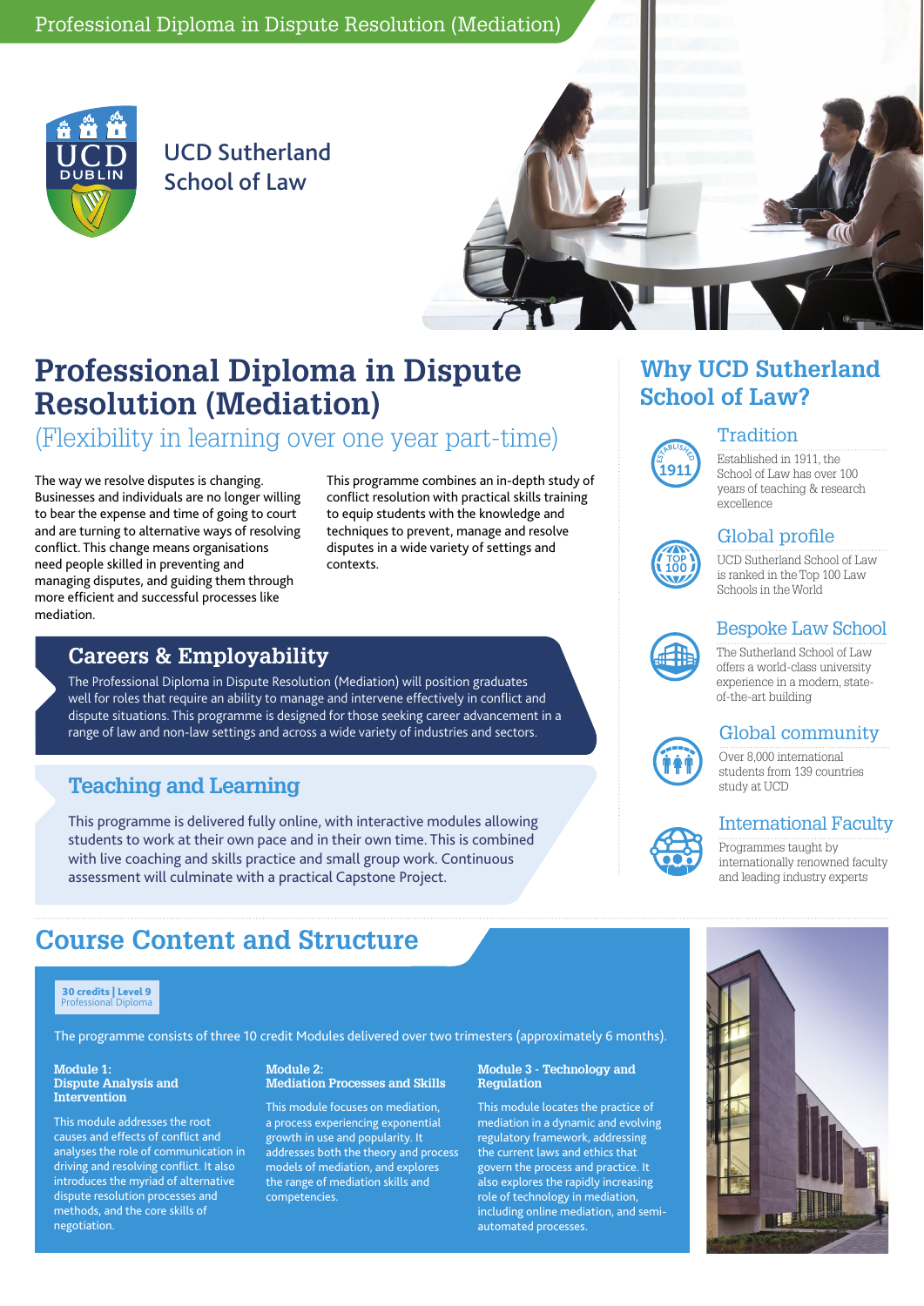Professional Diploma in Dispute Resolution (Mediation)

UCD Sutherland School of Law

# Professional Diploma in Dispute Resolution (Mediation)

(Flexibility in learning over one year part-time)

The way we resolve disputes is changing. Businesses and individuals are no longer willing to bear the expense and time of going to court and are turning to alternative ways of resolving conflict. This change means organisations need people skilled in preventing and managing disputes, and guiding them through more efficient and successful processes like mediation.

This programme combines an in-depth study of conflict resolution with practical skills training to equip students with the knowledge and techniques to prevent, manage and resolve disputes in a wide variety of settings and contexts.

## Careers & Employability

The Professional Diploma in Dispute Resolution (Mediation) will position graduates well for roles that require an ability to manage and intervene effectively in conflict and dispute situations. This programme is designed for those seeking career advancement in a range of law and non-law settings and across a wide variety of industries and sectors.

## Teaching and Learning

This programme is delivered fully online, with interactive modules allowing students to work at their own pace and in their own time. This is combined with live coaching and skills practice and small group work. Continuous assessment will culminate with a practical Capstone Project.

## Why UCD Sutherland School of Law?

### Tradition

Established in 1911, the School of Law has over 100 years of teaching & research excellence

### Global profile

UCD Sutherland School of Law is ranked in the Top 100 Law Schools in the World

### Bespoke Law School

The Sutherland School of Law offers a world-class university experience in a modern, state-of-the-art building

### Global community

Over 8,000 international students from 139 countries study at UCD

### International Faculty

Programmes taught by internationally renowned faculty and leading industry experts

## Course Content and Structure

**30 credits | Level 9**
Professional Diploma

The programme consists of three 10 credit Modules delivered over two trimesters (approximately 6 months).

### Module 1: Dispute Analysis and Intervention

This module addresses the root causes and effects of conflict and analyses the role of communication in driving and resolving conflict. It also introduces the myriad of alternative dispute resolution processes and methods, and the core skills of negotiation.

### Module 2: Mediation Processes and Skills

This module focuses on mediation, a process experiencing exponential growth in use and popularity. It addresses both the theory and process models of mediation, and explores the range of mediation skills and competencies.

### Module 3 - Technology and Regulation

This module locates the practice of mediation in a dynamic and evolving regulatory framework, addressing the current laws and ethics that govern the process and practice. It also explores the rapidly increasing role of technology in mediation, including online mediation, and semi-automated processes.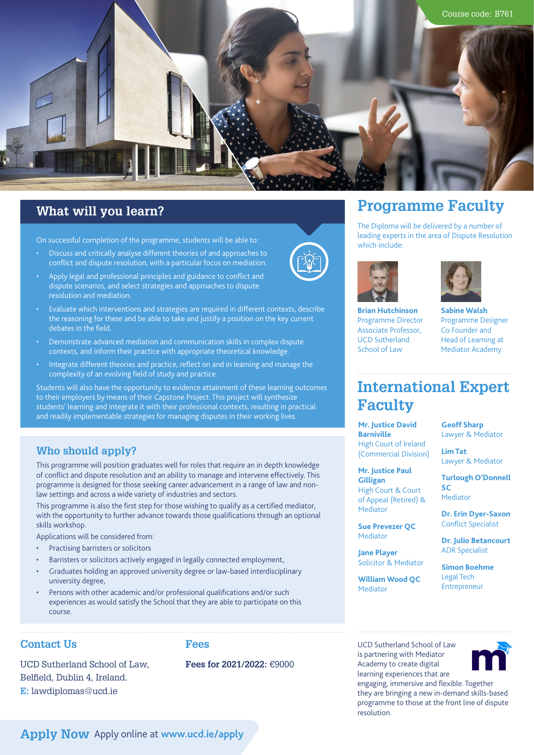Course code: B761

## What will you learn?

On successful completion of the programme, students will be able to:

- Discuss and critically analyse different theories of and approaches to conflict and dispute resolution, with a particular focus on mediation.
- Apply legal and professional principles and guidance to conflict and dispute scenarios, and select strategies and approaches to dispute resolution and mediation.
- Evaluate which interventions and strategies are required in different contexts, describe the reasoning for these and be able to take and justify a position on the key current debates in the field.
- Demonstrate advanced mediation and communication skills in complex dispute contexts, and inform their practice with appropriate theoretical knowledge.
- Integrate different theories and practice, reflect on and in learning and manage the complexity of an evolving field of study and practice.

Students will also have the opportunity to evidence attainment of these learning outcomes to their employers by means of their Capstone Project. This project will synthesize students' learning and integrate it with their professional contexts, resulting in practical and readily implementable strategies for managing disputes in their working lives.

## Who should apply?

This programme will position graduates well for roles that require an in depth knowledge of conflict and dispute resolution and an ability to manage and intervene effectively. This programme is designed for those seeking career advancement in a range of law and non-law settings and across a wide variety of industries and sectors.

This programme is also the first step for those wishing to qualify as a certified mediator, with the opportunity to further advance towards those qualifications through an optional skills workshop.

Applications will be considered from:

- Practising barristers or solicitors
- Barristers or solicitors actively engaged in legally connected employment,
- Graduates holding an approved university degree or law-based interdisciplinary university degree,
- Persons with other academic and/or professional qualifications and/or such experiences as would satisfy the School that they are able to participate on this course.

## Programme Faculty

The Diploma will be delivered by a number of leading experts in the area of Dispute Resolution which include:

**Brian Hutchinson**
Programme Director
Associate Professor, UCD Sutherland School of Law

**Sabine Walsh**
Programme Designer
Co Founder and Head of Learning at Mediator Academy

## International Expert Faculty

**Mr. Justice David Barniville**
High Court of Ireland (Commercial Division)

**Mr. Justice Paul Gilligan**
High Court & Court of Appeal (Retired) & Mediator

**Sue Prevezer QC**
Mediator

**Jane Player**
Solicitor & Mediator

**William Wood QC**
Mediator

**Geoff Sharp**
Lawyer & Mediator

**Lim Tat**
Lawyer & Mediator

**Turlough O'Donnell SC**
Mediator

**Dr. Erin Dyer-Saxon**
Conflict Specialist

**Dr. Julio Betancourt**
ADR Specialist

**Simon Boehme**
Legal Tech Entrepreneur

## Contact Us

UCD Sutherland School of Law,
Belfield, Dublin 4, Ireland.
**E:** lawdiplomas@ucd.ie

## Fees

**Fees for 2021/2022:** €9000

UCD Sutherland School of Law is partnering with Mediator Academy to create digital learning experiences that are engaging, immersive and flexible. Together they are bringing a new in-demand skills-based programme to those at the front line of dispute resolution.

**Apply Now** Apply online at **www.ucd.ie/apply**